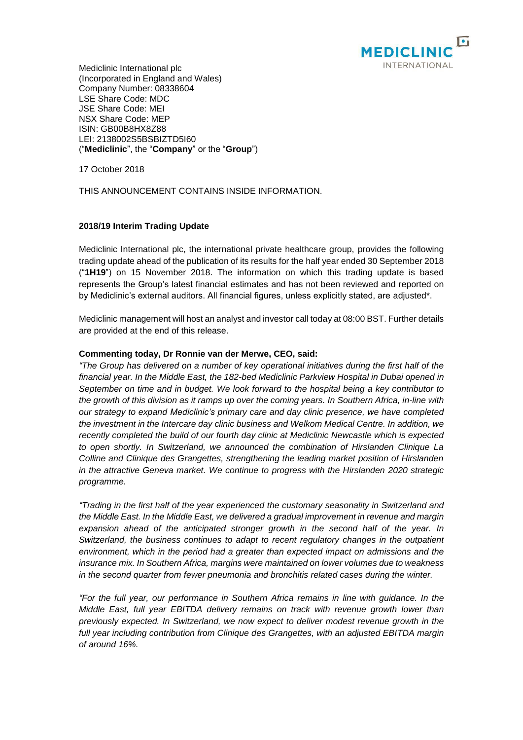Mediclinic International plc
(Incorporated in England and Wales)
Company Number: 08338604
LSE Share Code: MDC
JSE Share Code: MEI
NSX Share Code: MEP
ISIN: GB00B8HX8Z88
LEI: 2138002S5BSBIZTD5I60
("**Mediclinic**", the "**Company**" or the "**Group**")

17 October 2018

THIS ANNOUNCEMENT CONTAINS INSIDE INFORMATION.

**2018/19 Interim Trading Update**

Mediclinic International plc, the international private healthcare group, provides the following trading update ahead of the publication of its results for the half year ended 30 September 2018 ("**1H19**") on 15 November 2018. The information on which this trading update is based represents the Group's latest financial estimates and has not been reviewed and reported on by Mediclinic's external auditors. All financial figures, unless explicitly stated, are adjusted*.

Mediclinic management will host an analyst and investor call today at 08:00 BST. Further details are provided at the end of this release.

**Commenting today, Dr Ronnie van der Merwe, CEO, said:**

*"The Group has delivered on a number of key operational initiatives during the first half of the financial year. In the Middle East, the 182-bed Mediclinic Parkview Hospital in Dubai opened in September on time and in budget. We look forward to the hospital being a key contributor to the growth of this division as it ramps up over the coming years. In Southern Africa, in-line with our strategy to expand Mediclinic's primary care and day clinic presence, we have completed the investment in the Intercare day clinic business and Welkom Medical Centre. In addition, we recently completed the build of our fourth day clinic at Mediclinic Newcastle which is expected to open shortly. In Switzerland, we announced the combination of Hirslanden Clinique La Colline and Clinique des Grangettes, strengthening the leading market position of Hirslanden in the attractive Geneva market. We continue to progress with the Hirslanden 2020 strategic programme.*

*"Trading in the first half of the year experienced the customary seasonality in Switzerland and the Middle East. In the Middle East, we delivered a gradual improvement in revenue and margin expansion ahead of the anticipated stronger growth in the second half of the year. In Switzerland, the business continues to adapt to recent regulatory changes in the outpatient environment, which in the period had a greater than expected impact on admissions and the insurance mix. In Southern Africa, margins were maintained on lower volumes due to weakness in the second quarter from fewer pneumonia and bronchitis related cases during the winter.*

*"For the full year, our performance in Southern Africa remains in line with guidance. In the Middle East, full year EBITDA delivery remains on track with revenue growth lower than previously expected. In Switzerland, we now expect to deliver modest revenue growth in the full year including contribution from Clinique des Grangettes, with an adjusted EBITDA margin of around 16%.*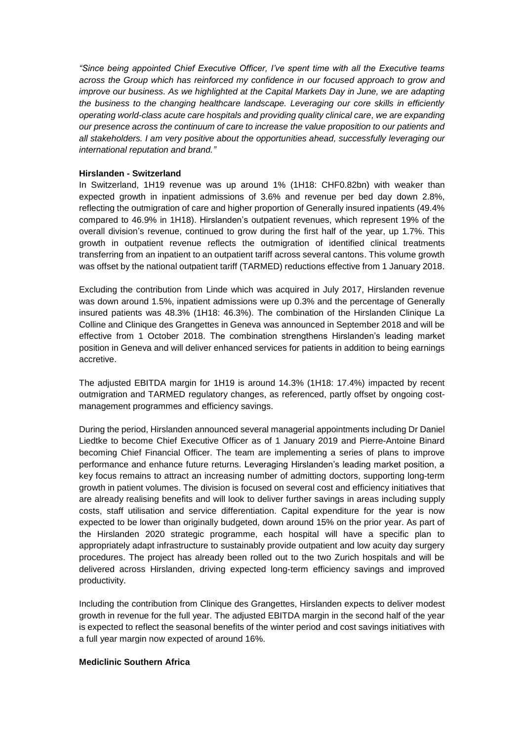*"Since being appointed Chief Executive Officer, I've spent time with all the Executive teams across the Group which has reinforced my confidence in our focused approach to grow and improve our business. As we highlighted at the Capital Markets Day in June, we are adapting the business to the changing healthcare landscape. Leveraging our core skills in efficiently operating world-class acute care hospitals and providing quality clinical care, we are expanding our presence across the continuum of care to increase the value proposition to our patients and all stakeholders. I am very positive about the opportunities ahead, successfully leveraging our international reputation and brand."*

**Hirslanden - Switzerland**

In Switzerland, 1H19 revenue was up around 1% (1H18: CHF0.82bn) with weaker than expected growth in inpatient admissions of 3.6% and revenue per bed day down 2.8%, reflecting the outmigration of care and higher proportion of Generally insured inpatients (49.4% compared to 46.9% in 1H18). Hirslanden's outpatient revenues, which represent 19% of the overall division's revenue, continued to grow during the first half of the year, up 1.7%. This growth in outpatient revenue reflects the outmigration of identified clinical treatments transferring from an inpatient to an outpatient tariff across several cantons. This volume growth was offset by the national outpatient tariff (TARMED) reductions effective from 1 January 2018.

Excluding the contribution from Linde which was acquired in July 2017, Hirslanden revenue was down around 1.5%, inpatient admissions were up 0.3% and the percentage of Generally insured patients was 48.3% (1H18: 46.3%). The combination of the Hirslanden Clinique La Colline and Clinique des Grangettes in Geneva was announced in September 2018 and will be effective from 1 October 2018. The combination strengthens Hirslanden's leading market position in Geneva and will deliver enhanced services for patients in addition to being earnings accretive.

The adjusted EBITDA margin for 1H19 is around 14.3% (1H18: 17.4%) impacted by recent outmigration and TARMED regulatory changes, as referenced, partly offset by ongoing cost-management programmes and efficiency savings.

During the period, Hirslanden announced several managerial appointments including Dr Daniel Liedtke to become Chief Executive Officer as of 1 January 2019 and Pierre-Antoine Binard becoming Chief Financial Officer. The team are implementing a series of plans to improve performance and enhance future returns. Leveraging Hirslanden's leading market position, a key focus remains to attract an increasing number of admitting doctors, supporting long-term growth in patient volumes. The division is focused on several cost and efficiency initiatives that are already realising benefits and will look to deliver further savings in areas including supply costs, staff utilisation and service differentiation. Capital expenditure for the year is now expected to be lower than originally budgeted, down around 15% on the prior year. As part of the Hirslanden 2020 strategic programme, each hospital will have a specific plan to appropriately adapt infrastructure to sustainably provide outpatient and low acuity day surgery procedures. The project has already been rolled out to the two Zurich hospitals and will be delivered across Hirslanden, driving expected long-term efficiency savings and improved productivity.

Including the contribution from Clinique des Grangettes, Hirslanden expects to deliver modest growth in revenue for the full year. The adjusted EBITDA margin in the second half of the year is expected to reflect the seasonal benefits of the winter period and cost savings initiatives with a full year margin now expected of around 16%.

**Mediclinic Southern Africa**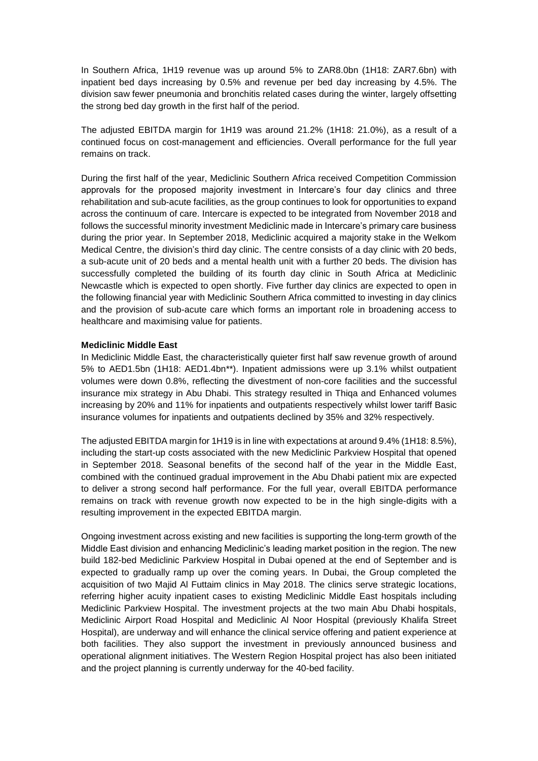In Southern Africa, 1H19 revenue was up around 5% to ZAR8.0bn (1H18: ZAR7.6bn) with inpatient bed days increasing by 0.5% and revenue per bed day increasing by 4.5%. The division saw fewer pneumonia and bronchitis related cases during the winter, largely offsetting the strong bed day growth in the first half of the period.

The adjusted EBITDA margin for 1H19 was around 21.2% (1H18: 21.0%), as a result of a continued focus on cost-management and efficiencies. Overall performance for the full year remains on track.

During the first half of the year, Mediclinic Southern Africa received Competition Commission approvals for the proposed majority investment in Intercare's four day clinics and three rehabilitation and sub-acute facilities, as the group continues to look for opportunities to expand across the continuum of care. Intercare is expected to be integrated from November 2018 and follows the successful minority investment Mediclinic made in Intercare's primary care business during the prior year. In September 2018, Mediclinic acquired a majority stake in the Welkom Medical Centre, the division's third day clinic. The centre consists of a day clinic with 20 beds, a sub-acute unit of 20 beds and a mental health unit with a further 20 beds. The division has successfully completed the building of its fourth day clinic in South Africa at Mediclinic Newcastle which is expected to open shortly. Five further day clinics are expected to open in the following financial year with Mediclinic Southern Africa committed to investing in day clinics and the provision of sub-acute care which forms an important role in broadening access to healthcare and maximising value for patients.

**Mediclinic Middle East**

In Mediclinic Middle East, the characteristically quieter first half saw revenue growth of around 5% to AED1.5bn (1H18: AED1.4bn**). Inpatient admissions were up 3.1% whilst outpatient volumes were down 0.8%, reflecting the divestment of non-core facilities and the successful insurance mix strategy in Abu Dhabi. This strategy resulted in Thiqa and Enhanced volumes increasing by 20% and 11% for inpatients and outpatients respectively whilst lower tariff Basic insurance volumes for inpatients and outpatients declined by 35% and 32% respectively.

The adjusted EBITDA margin for 1H19 is in line with expectations at around 9.4% (1H18: 8.5%), including the start-up costs associated with the new Mediclinic Parkview Hospital that opened in September 2018. Seasonal benefits of the second half of the year in the Middle East, combined with the continued gradual improvement in the Abu Dhabi patient mix are expected to deliver a strong second half performance. For the full year, overall EBITDA performance remains on track with revenue growth now expected to be in the high single-digits with a resulting improvement in the expected EBITDA margin.

Ongoing investment across existing and new facilities is supporting the long-term growth of the Middle East division and enhancing Mediclinic's leading market position in the region. The new build 182-bed Mediclinic Parkview Hospital in Dubai opened at the end of September and is expected to gradually ramp up over the coming years. In Dubai, the Group completed the acquisition of two Majid Al Futtaim clinics in May 2018. The clinics serve strategic locations, referring higher acuity inpatient cases to existing Mediclinic Middle East hospitals including Mediclinic Parkview Hospital. The investment projects at the two main Abu Dhabi hospitals, Mediclinic Airport Road Hospital and Mediclinic Al Noor Hospital (previously Khalifa Street Hospital), are underway and will enhance the clinical service offering and patient experience at both facilities. They also support the investment in previously announced business and operational alignment initiatives. The Western Region Hospital project has also been initiated and the project planning is currently underway for the 40-bed facility.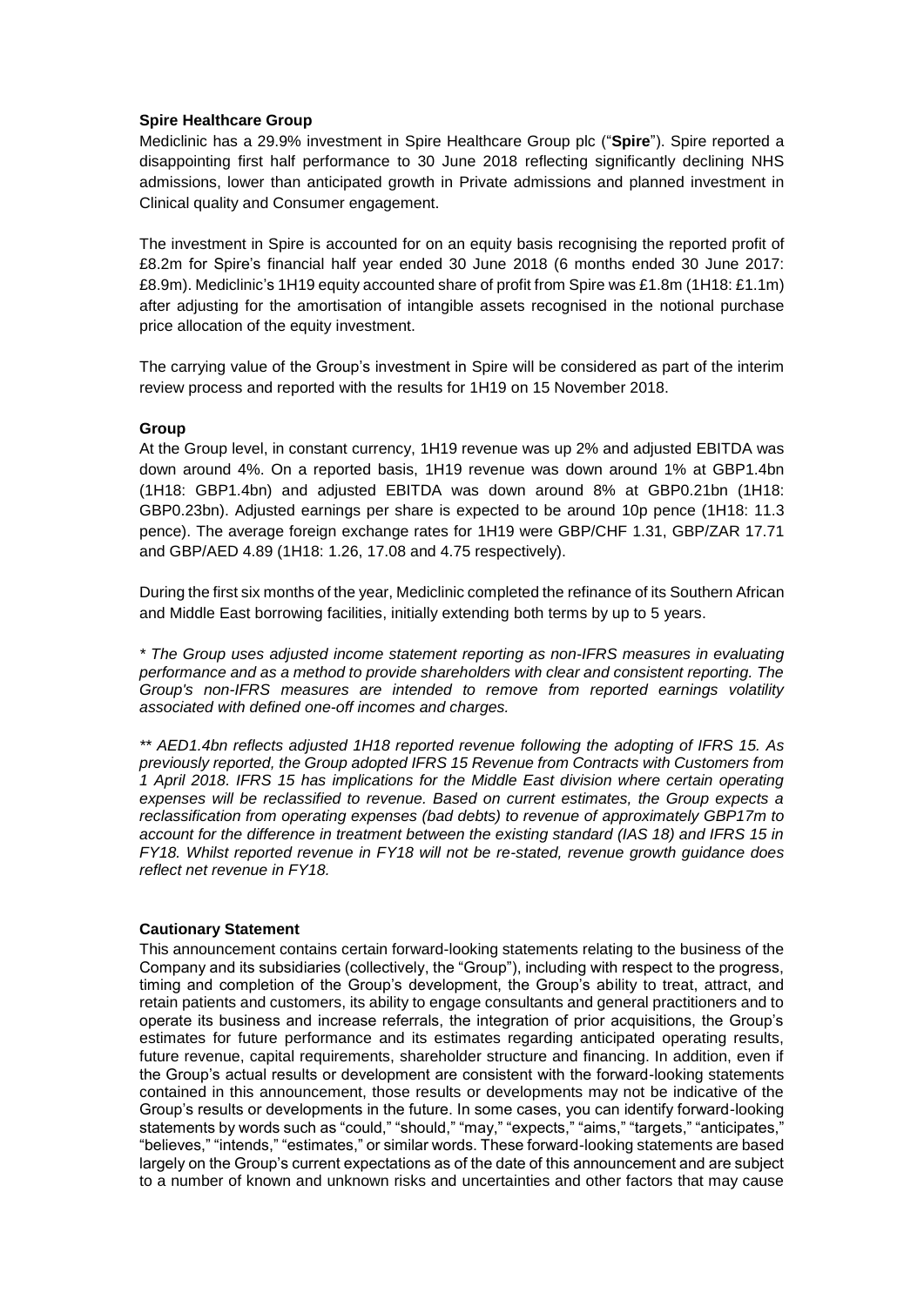**Spire Healthcare Group**

Mediclinic has a 29.9% investment in Spire Healthcare Group plc ("**Spire**"). Spire reported a disappointing first half performance to 30 June 2018 reflecting significantly declining NHS admissions, lower than anticipated growth in Private admissions and planned investment in Clinical quality and Consumer engagement.

The investment in Spire is accounted for on an equity basis recognising the reported profit of £8.2m for Spire's financial half year ended 30 June 2018 (6 months ended 30 June 2017: £8.9m). Mediclinic's 1H19 equity accounted share of profit from Spire was £1.8m (1H18: £1.1m) after adjusting for the amortisation of intangible assets recognised in the notional purchase price allocation of the equity investment.

The carrying value of the Group's investment in Spire will be considered as part of the interim review process and reported with the results for 1H19 on 15 November 2018.

**Group**

At the Group level, in constant currency, 1H19 revenue was up 2% and adjusted EBITDA was down around 4%. On a reported basis, 1H19 revenue was down around 1% at GBP1.4bn (1H18: GBP1.4bn) and adjusted EBITDA was down around 8% at GBP0.21bn (1H18: GBP0.23bn). Adjusted earnings per share is expected to be around 10p pence (1H18: 11.3 pence). The average foreign exchange rates for 1H19 were GBP/CHF 1.31, GBP/ZAR 17.71 and GBP/AED 4.89 (1H18: 1.26, 17.08 and 4.75 respectively).

During the first six months of the year, Mediclinic completed the refinance of its Southern African and Middle East borrowing facilities, initially extending both terms by up to 5 years.

*\* The Group uses adjusted income statement reporting as non-IFRS measures in evaluating performance and as a method to provide shareholders with clear and consistent reporting. The Group's non-IFRS measures are intended to remove from reported earnings volatility associated with defined one-off incomes and charges.*

*\*\* AED1.4bn reflects adjusted 1H18 reported revenue following the adopting of IFRS 15. As previously reported, the Group adopted IFRS 15 Revenue from Contracts with Customers from 1 April 2018. IFRS 15 has implications for the Middle East division where certain operating expenses will be reclassified to revenue. Based on current estimates, the Group expects a reclassification from operating expenses (bad debts) to revenue of approximately GBP17m to account for the difference in treatment between the existing standard (IAS 18) and IFRS 15 in FY18. Whilst reported revenue in FY18 will not be re-stated, revenue growth guidance does reflect net revenue in FY18.*

**Cautionary Statement**

This announcement contains certain forward-looking statements relating to the business of the Company and its subsidiaries (collectively, the "Group"), including with respect to the progress, timing and completion of the Group's development, the Group's ability to treat, attract, and retain patients and customers, its ability to engage consultants and general practitioners and to operate its business and increase referrals, the integration of prior acquisitions, the Group's estimates for future performance and its estimates regarding anticipated operating results, future revenue, capital requirements, shareholder structure and financing. In addition, even if the Group's actual results or development are consistent with the forward-looking statements contained in this announcement, those results or developments may not be indicative of the Group's results or developments in the future. In some cases, you can identify forward-looking statements by words such as "could," "should," "may," "expects," "aims," "targets," "anticipates," "believes," "intends," "estimates," or similar words. These forward-looking statements are based largely on the Group's current expectations as of the date of this announcement and are subject to a number of known and unknown risks and uncertainties and other factors that may cause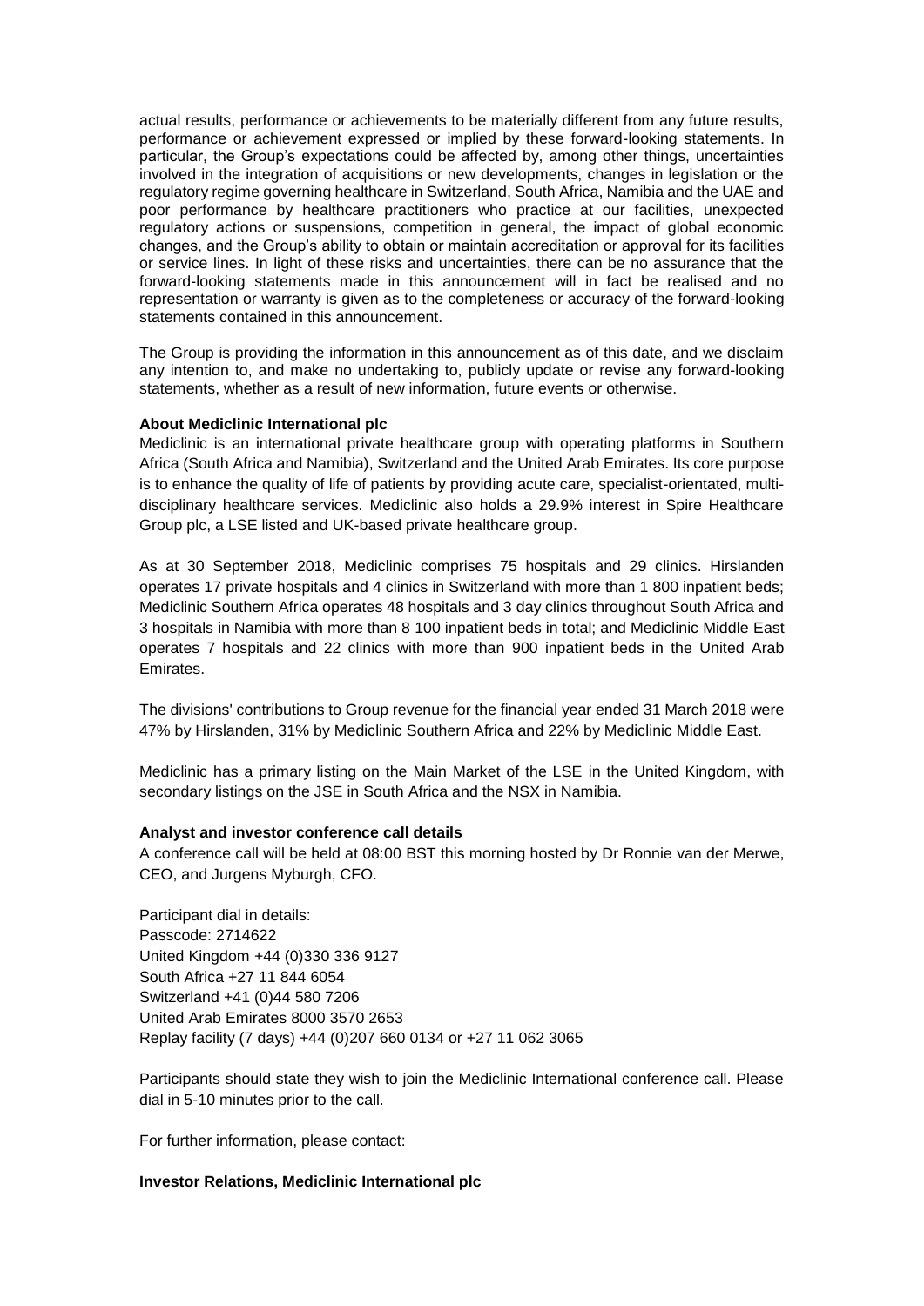actual results, performance or achievements to be materially different from any future results, performance or achievement expressed or implied by these forward-looking statements. In particular, the Group's expectations could be affected by, among other things, uncertainties involved in the integration of acquisitions or new developments, changes in legislation or the regulatory regime governing healthcare in Switzerland, South Africa, Namibia and the UAE and poor performance by healthcare practitioners who practice at our facilities, unexpected regulatory actions or suspensions, competition in general, the impact of global economic changes, and the Group's ability to obtain or maintain accreditation or approval for its facilities or service lines. In light of these risks and uncertainties, there can be no assurance that the forward-looking statements made in this announcement will in fact be realised and no representation or warranty is given as to the completeness or accuracy of the forward-looking statements contained in this announcement.

The Group is providing the information in this announcement as of this date, and we disclaim any intention to, and make no undertaking to, publicly update or revise any forward-looking statements, whether as a result of new information, future events or otherwise.

**About Mediclinic International plc**

Mediclinic is an international private healthcare group with operating platforms in Southern Africa (South Africa and Namibia), Switzerland and the United Arab Emirates. Its core purpose is to enhance the quality of life of patients by providing acute care, specialist-orientated, multi-disciplinary healthcare services. Mediclinic also holds a 29.9% interest in Spire Healthcare Group plc, a LSE listed and UK-based private healthcare group.

As at 30 September 2018, Mediclinic comprises 75 hospitals and 29 clinics. Hirslanden operates 17 private hospitals and 4 clinics in Switzerland with more than 1 800 inpatient beds; Mediclinic Southern Africa operates 48 hospitals and 3 day clinics throughout South Africa and 3 hospitals in Namibia with more than 8 100 inpatient beds in total; and Mediclinic Middle East operates 7 hospitals and 22 clinics with more than 900 inpatient beds in the United Arab Emirates.

The divisions' contributions to Group revenue for the financial year ended 31 March 2018 were 47% by Hirslanden, 31% by Mediclinic Southern Africa and 22% by Mediclinic Middle East.

Mediclinic has a primary listing on the Main Market of the LSE in the United Kingdom, with secondary listings on the JSE in South Africa and the NSX in Namibia.

**Analyst and investor conference call details**

A conference call will be held at 08:00 BST this morning hosted by Dr Ronnie van der Merwe, CEO, and Jurgens Myburgh, CFO.

Participant dial in details:
Passcode: 2714622
United Kingdom +44 (0)330 336 9127
South Africa +27 11 844 6054
Switzerland +41 (0)44 580 7206
United Arab Emirates 8000 3570 2653
Replay facility (7 days) +44 (0)207 660 0134 or +27 11 062 3065

Participants should state they wish to join the Mediclinic International conference call. Please dial in 5-10 minutes prior to the call.

For further information, please contact:

**Investor Relations, Mediclinic International plc**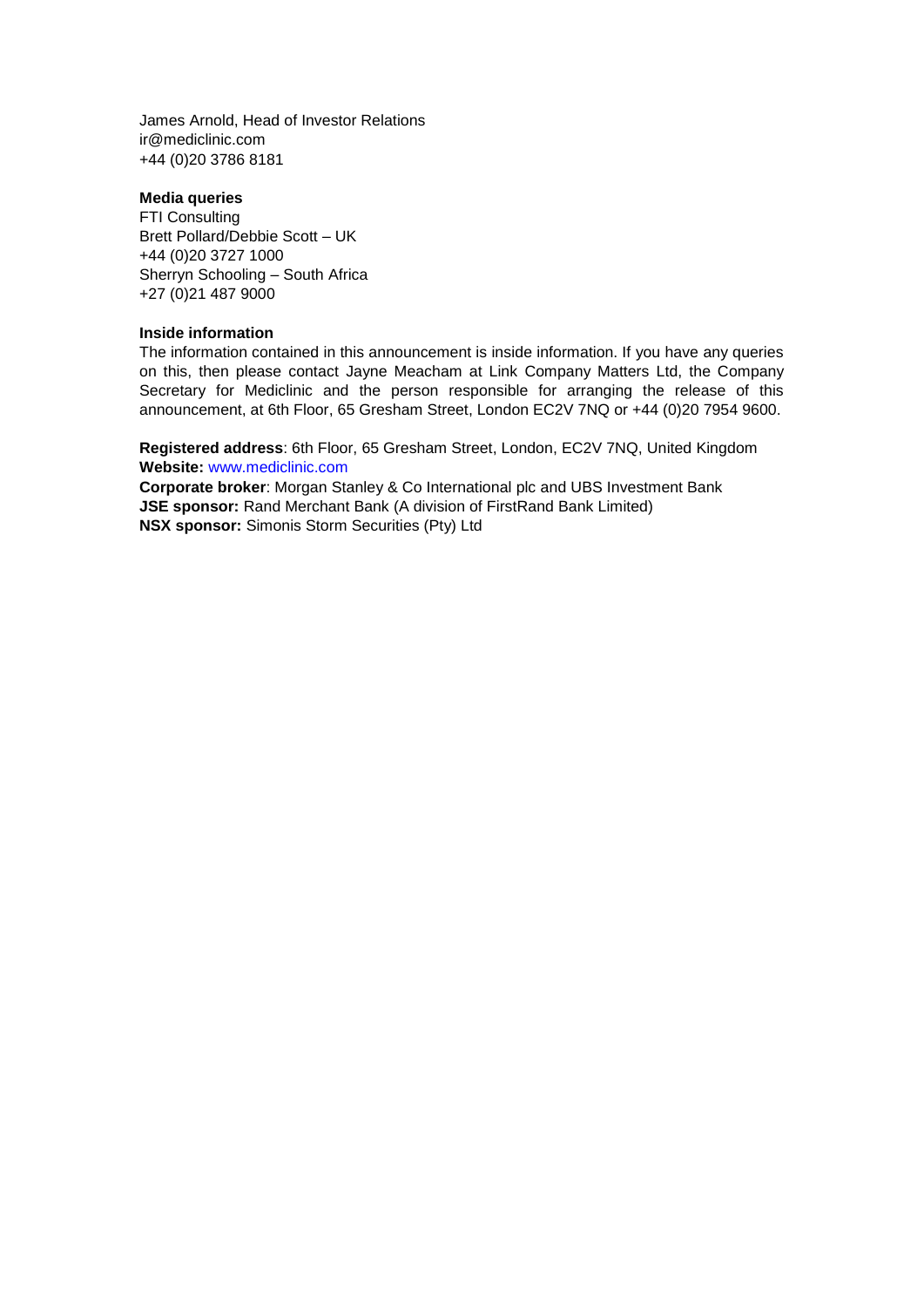James Arnold, Head of Investor Relations
ir@mediclinic.com
+44 (0)20 3786 8181

**Media queries**
FTI Consulting
Brett Pollard/Debbie Scott – UK
+44 (0)20 3727 1000
Sherryn Schooling – South Africa
+27 (0)21 487 9000

**Inside information**
The information contained in this announcement is inside information. If you have any queries on this, then please contact Jayne Meacham at Link Company Matters Ltd, the Company Secretary for Mediclinic and the person responsible for arranging the release of this announcement, at 6th Floor, 65 Gresham Street, London EC2V 7NQ or +44 (0)20 7954 9600.

**Registered address**: 6th Floor, 65 Gresham Street, London, EC2V 7NQ, United Kingdom
**Website:** www.mediclinic.com
**Corporate broker**: Morgan Stanley & Co International plc and UBS Investment Bank
**JSE sponsor:** Rand Merchant Bank (A division of FirstRand Bank Limited)
**NSX sponsor:** Simonis Storm Securities (Pty) Ltd